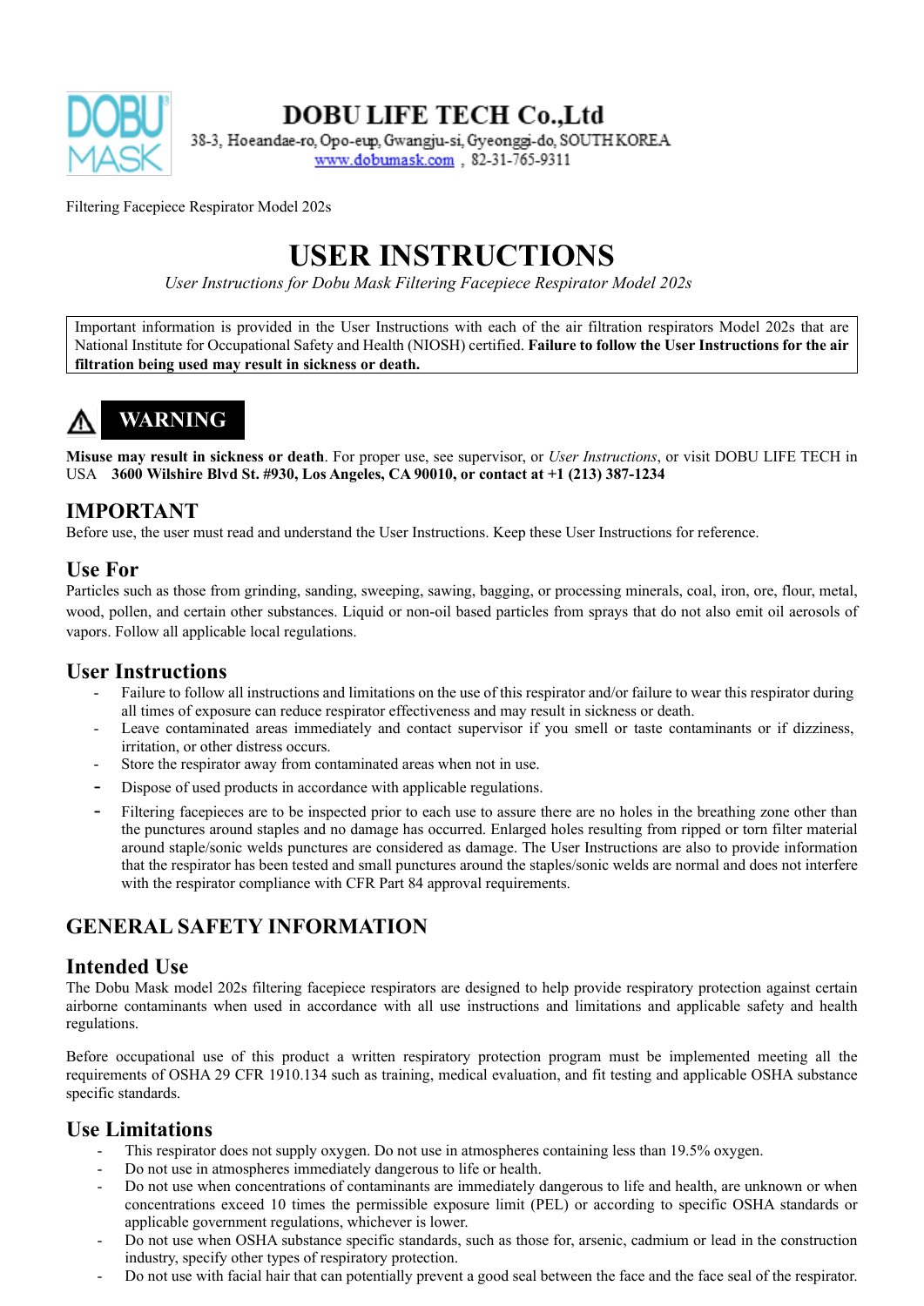**DOBU LIFE TECH Co.,Ltd**
38-3, Hoeandae-ro, Opo-eup, Gwangju-si, Gyeonggi-do, SOUTH KOREA
www.dobumask.com , 82-31-765-9311

Filtering Facepiece Respirator Model 202s

# USER INSTRUCTIONS

*User Instructions for Dobu Mask Filtering Facepiece Respirator Model 202s*

Important information is provided in the User Instructions with each of the air filtration respirators Model 202s that are National Institute for Occupational Safety and Health (NIOSH) certified. **Failure to follow the User Instructions for the air filtration being used may result in sickness or death.**

## ⚠ WARNING

**Misuse may result in sickness or death**. For proper use, see supervisor, or *User Instructions*, or visit DOBU LIFE TECH in USA **3600 Wilshire Blvd St. #930, Los Angeles, CA 90010, or contact at +1 (213) 387-1234**

## IMPORTANT

Before use, the user must read and understand the User Instructions. Keep these User Instructions for reference.

## Use For

Particles such as those from grinding, sanding, sweeping, sawing, bagging, or processing minerals, coal, iron, ore, flour, metal, wood, pollen, and certain other substances. Liquid or non-oil based particles from sprays that do not also emit oil aerosols of vapors. Follow all applicable local regulations.

## User Instructions

- Failure to follow all instructions and limitations on the use of this respirator and/or failure to wear this respirator during all times of exposure can reduce respirator effectiveness and may result in sickness or death.
- Leave contaminated areas immediately and contact supervisor if you smell or taste contaminants or if dizziness, irritation, or other distress occurs.
- Store the respirator away from contaminated areas when not in use.
- Dispose of used products in accordance with applicable regulations.
- Filtering facepieces are to be inspected prior to each use to assure there are no holes in the breathing zone other than the punctures around staples and no damage has occurred. Enlarged holes resulting from ripped or torn filter material around staple/sonic welds punctures are considered as damage. The User Instructions are also to provide information that the respirator has been tested and small punctures around the staples/sonic welds are normal and does not interfere with the respirator compliance with CFR Part 84 approval requirements.

## GENERAL SAFETY INFORMATION

## Intended Use

The Dobu Mask model 202s filtering facepiece respirators are designed to help provide respiratory protection against certain airborne contaminants when used in accordance with all use instructions and limitations and applicable safety and health regulations.

Before occupational use of this product a written respiratory protection program must be implemented meeting all the requirements of OSHA 29 CFR 1910.134 such as training, medical evaluation, and fit testing and applicable OSHA substance specific standards.

## Use Limitations

- This respirator does not supply oxygen. Do not use in atmospheres containing less than 19.5% oxygen.
- Do not use in atmospheres immediately dangerous to life or health.
- Do not use when concentrations of contaminants are immediately dangerous to life and health, are unknown or when concentrations exceed 10 times the permissible exposure limit (PEL) or according to specific OSHA standards or applicable government regulations, whichever is lower.
- Do not use when OSHA substance specific standards, such as those for, arsenic, cadmium or lead in the construction industry, specify other types of respiratory protection.
- Do not use with facial hair that can potentially prevent a good seal between the face and the face seal of the respirator.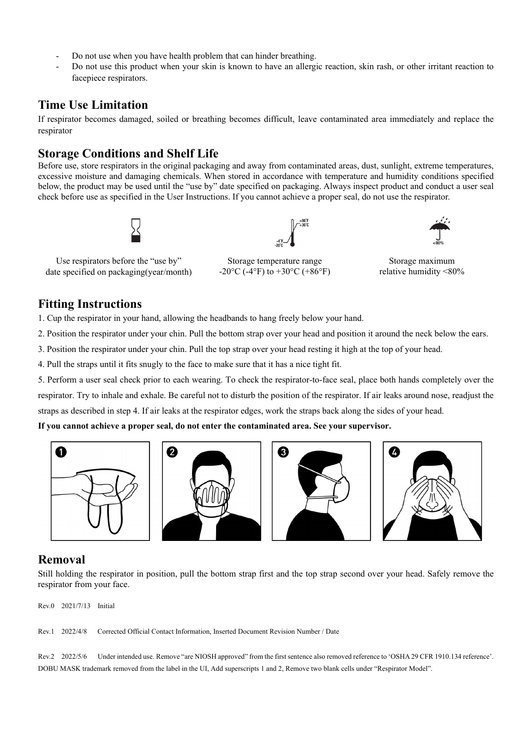- Do not use when you have health problem that can hinder breathing.
- Do not use this product when your skin is known to have an allergic reaction, skin rash, or other irritant reaction to facepiece respirators.

## Time Use Limitation

If respirator becomes damaged, soiled or breathing becomes difficult, leave contaminated area immediately and replace the respirator

## Storage Conditions and Shelf Life

Before use, store respirators in the original packaging and away from contaminated areas, dust, sunlight, extreme temperatures, excessive moisture and damaging chemicals. When stored in accordance with temperature and humidity conditions specified below, the product may be used until the "use by" date specified on packaging. Always inspect product and conduct a user seal check before use as specified in the User Instructions. If you cannot achieve a proper seal, do not use the respirator.

| Use respirators before the "use by" date specified on packaging(year/month) | Storage temperature range -20°C (-4°F) to +30°C (+86°F) | Storage maximum relative humidity <80% |
|---|---|---|

## Fitting Instructions

1. Cup the respirator in your hand, allowing the headbands to hang freely below your hand.
2. Position the respirator under your chin. Pull the bottom strap over your head and position it around the neck below the ears.
3. Position the respirator under your chin. Pull the top strap over your head resting it high at the top of your head.
4. Pull the straps until it fits snugly to the face to make sure that it has a nice tight fit.
5. Perform a user seal check prior to each wearing. To check the respirator-to-face seal, place both hands completely over the respirator. Try to inhale and exhale. Be careful not to disturb the position of the respirator. If air leaks around nose, readjust the straps as described in step 4. If air leaks at the respirator edges, work the straps back along the sides of your head.

**If you cannot achieve a proper seal, do not enter the contaminated area. See your supervisor.**

## Removal

Still holding the respirator in position, pull the bottom strap first and the top strap second over your head. Safely remove the respirator from your face.

Rev.0 2021/7/13 Initial

Rev.1 2022/4/8 Corrected Official Contact Information, Inserted Document Revision Number / Date

Rev.2 2022/5/6 Under intended use. Remove "are NIOSH approved" from the first sentence also removed reference to 'OSHA 29 CFR 1910.134 reference'. DOBU MASK trademark removed from the label in the UI, Add superscripts 1 and 2, Remove two blank cells under "Respirator Model".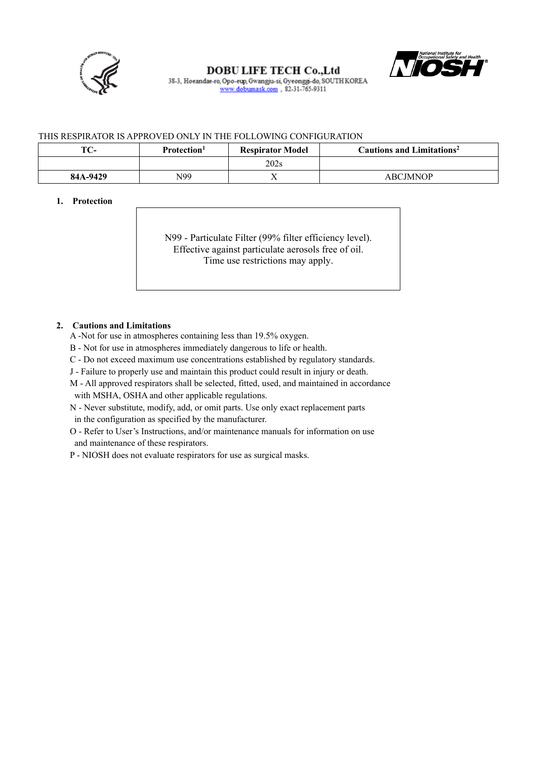**DOBU LIFE TECH Co.,Ltd**
38-3, Hoeandae-ro, Opo-eup, Gwangju-si, Gyeonggi-do, SOUTH KOREA
www.dobumask.com , 82-31-765-9311

THIS RESPIRATOR IS APPROVED ONLY IN THE FOLLOWING CONFIGURATION

| TC- | Protection[1] | Respirator Model | Cautions and Limitations[2] |
|---|---|---|---|
| | | 202s | |
| **84A-9429** | N99 | X | ABCJMNOP |

1. **Protection**

N99 - Particulate Filter (99% filter efficiency level).
Effective against particulate aerosols free of oil.
Time use restrictions may apply.

2. **Cautions and Limitations**

A -Not for use in atmospheres containing less than 19.5% oxygen.
B - Not for use in atmospheres immediately dangerous to life or health.
C - Do not exceed maximum use concentrations established by regulatory standards.
J - Failure to properly use and maintain this product could result in injury or death.
M - All approved respirators shall be selected, fitted, used, and maintained in accordance with MSHA, OSHA and other applicable regulations.
N - Never substitute, modify, add, or omit parts. Use only exact replacement parts in the configuration as specified by the manufacturer.
O - Refer to User's Instructions, and/or maintenance manuals for information on use and maintenance of these respirators.
P - NIOSH does not evaluate respirators for use as surgical masks.